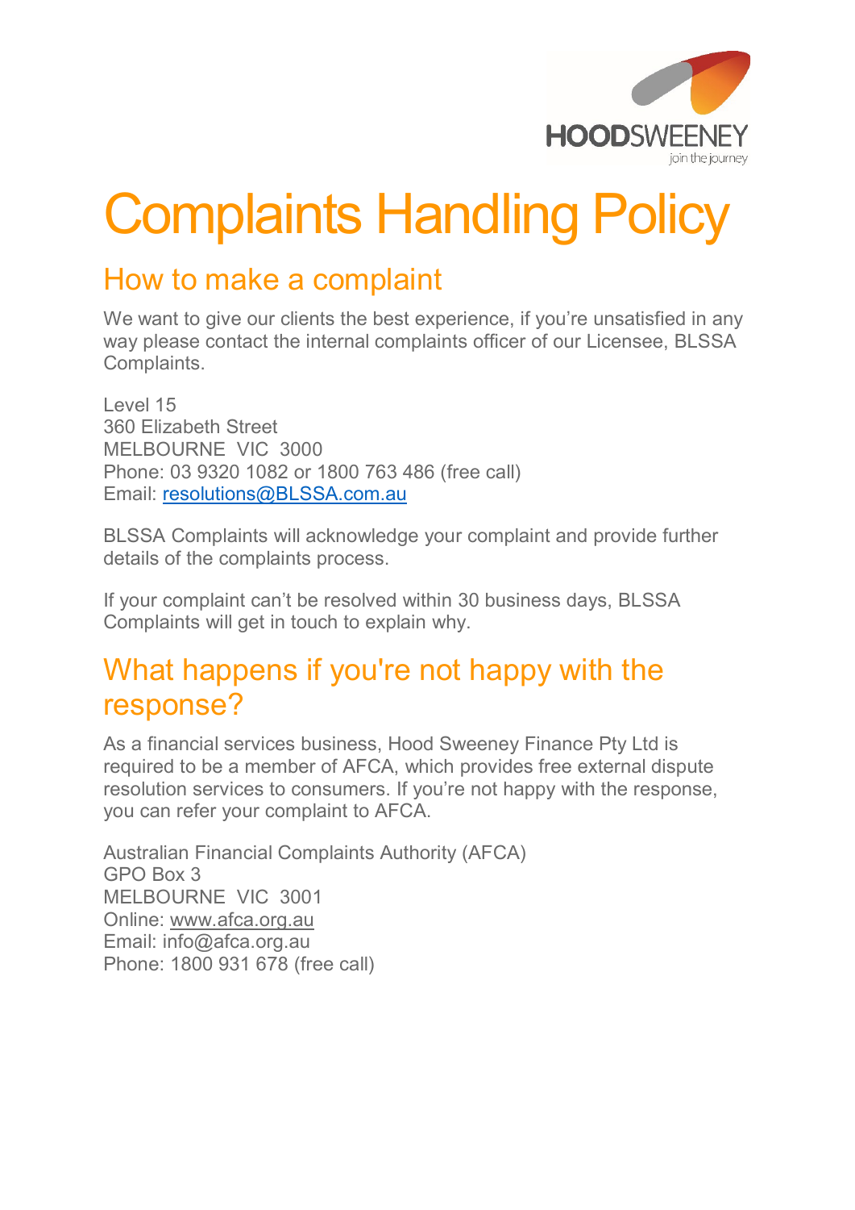# Complaints Handling Policy

## How to make a complaint

We want to give our clients the best experience, if you're unsatisfied in any way please contact the internal complaints officer of our Licensee, BLSSA Complaints.

Level 15
360 Elizabeth Street
MELBOURNE VIC 3000
Phone: 03 9320 1082 or 1800 763 486 (free call)
Email: [resolutions@BLSSA.com.au](mailto:resolutions@BLSSA.com.au)

BLSSA Complaints will acknowledge your complaint and provide further details of the complaints process.

If your complaint can't be resolved within 30 business days, BLSSA Complaints will get in touch to explain why.

## What happens if you're not happy with the response?

As a financial services business, Hood Sweeney Finance Pty Ltd is required to be a member of AFCA, which provides free external dispute resolution services to consumers. If you're not happy with the response, you can refer your complaint to AFCA.

Australian Financial Complaints Authority (AFCA)
GPO Box 3
MELBOURNE VIC 3001
Online: [www.afca.org.au](http://www.afca.org.au)
Email: info@afca.org.au
Phone: 1800 931 678 (free call)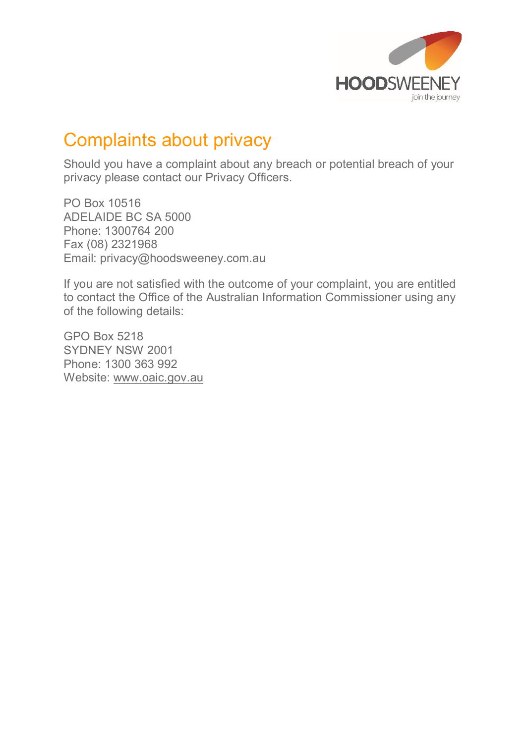## Complaints about privacy

Should you have a complaint about any breach or potential breach of your privacy please contact our Privacy Officers.

PO Box 10516  
ADELAIDE BC SA 5000  
Phone: 1300764 200  
Fax (08) 2321968  
Email: privacy@hoodsweeney.com.au

If you are not satisfied with the outcome of your complaint, you are entitled to contact the Office of the Australian Information Commissioner using any of the following details:

GPO Box 5218  
SYDNEY NSW 2001  
Phone: 1300 363 992  
Website: www.oaic.gov.au